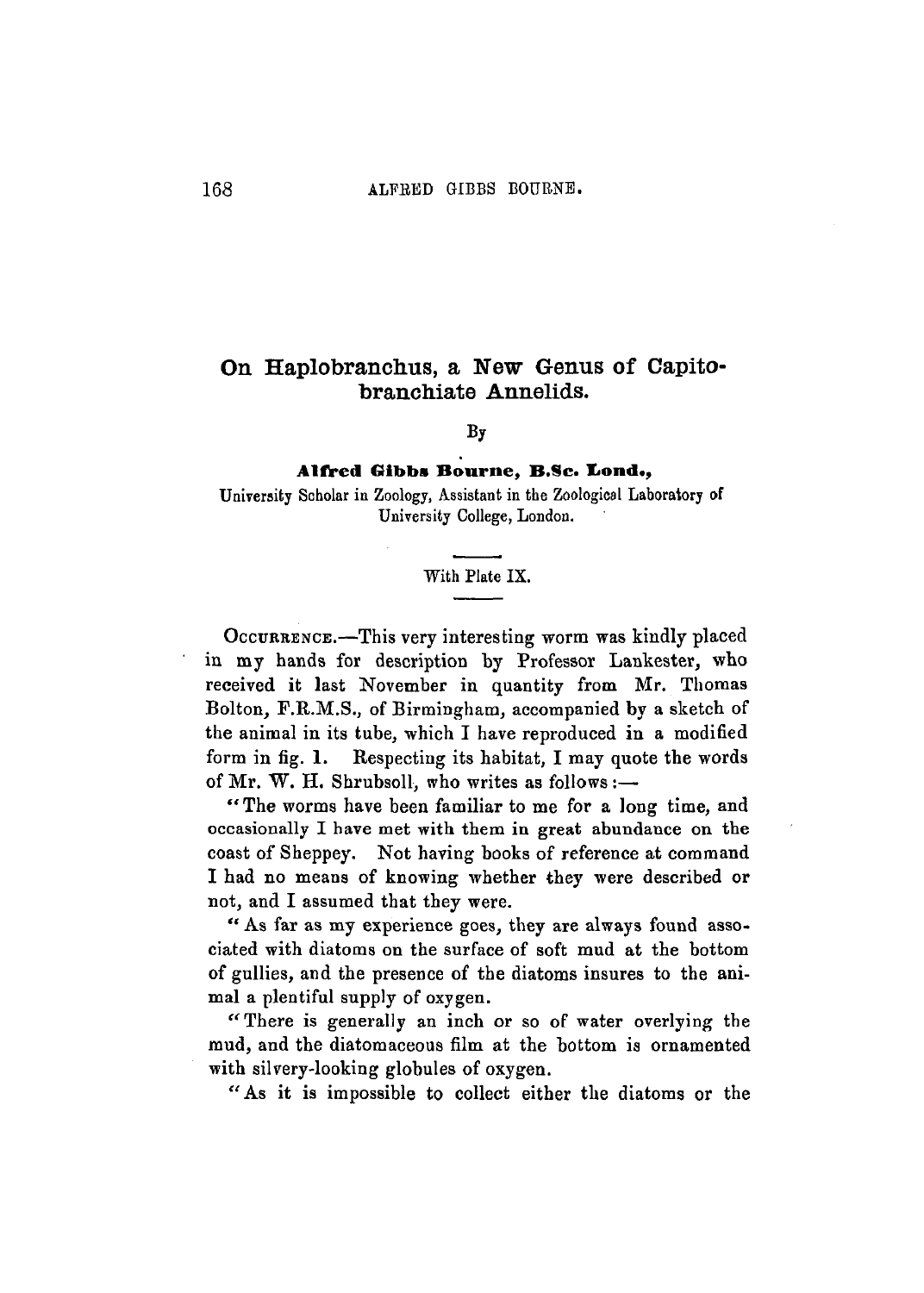# On Haplobranchus, a New Genus of Capito-branchiate Annelids.

By

**Alfred Gibbs Bourne, B.Sc. Lond.,**

University Scholar in Zoology, Assistant in the Zoological Laboratory of University College, London.

With Plate IX.

Occurrence.—This very interesting worm was kindly placed in my hands for description by Professor Lankester, who received it last November in quantity from Mr. Thomas Bolton, F.R.M.S., of Birmingham, accompanied by a sketch of the animal in its tube, which I have reproduced in a modified form in fig. 1. Respecting its habitat, I may quote the words of Mr. W. H. Shrubsoll, who writes as follows:—

"The worms have been familiar to me for a long time, and occasionally I have met with them in great abundance on the coast of Sheppey. Not having books of reference at command I had no means of knowing whether they were described or not, and I assumed that they were.

"As far as my experience goes, they are always found associated with diatoms on the surface of soft mud at the bottom of gullies, and the presence of the diatoms insures to the animal a plentiful supply of oxygen.

"There is generally an inch or so of water overlying the mud, and the diatomaceous film at the bottom is ornamented with silvery-looking globules of oxygen.

"As it is impossible to collect either the diatoms or the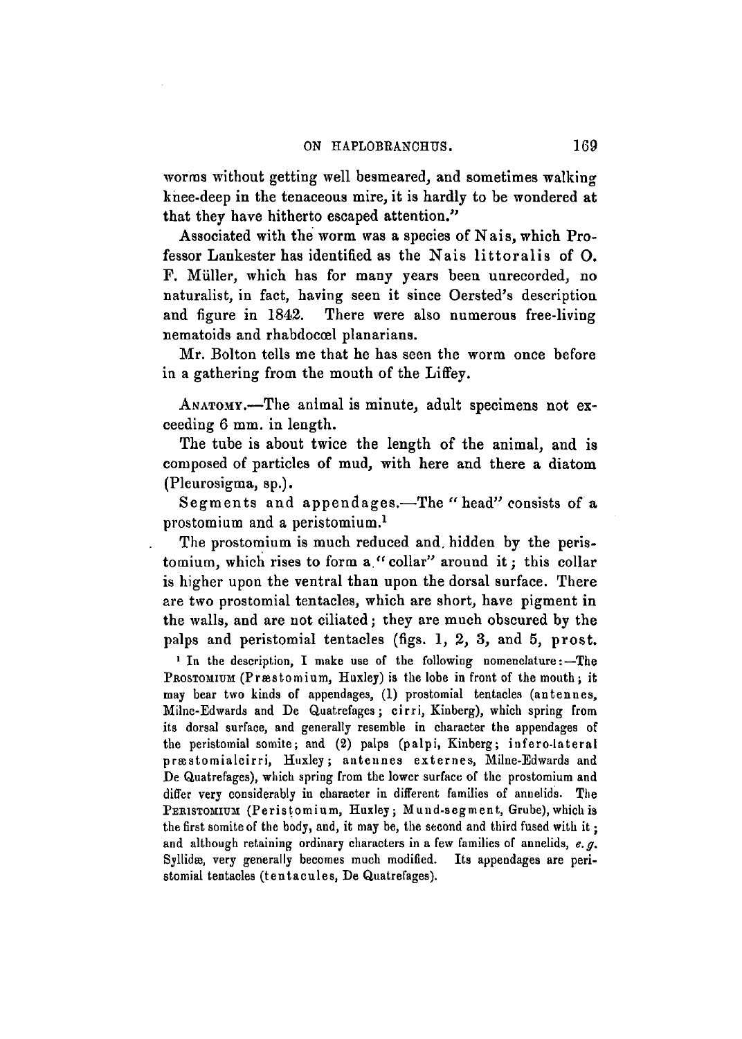worms without getting well besmeared, and sometimes walking knee-deep in the tenaceous mire, it is hardly to be wondered at that they have hitherto escaped attention."

Associated with the worm was a species of Nais, which Professor Lankester has identified as the **Nais littoralis** of O. F. Müller, which has for many years been unrecorded, no naturalist, in fact, having seen it since Oersted's description and figure in 1842. There were also numerous free-living nematoids and rhabdocœl planarians.

Mr. Bolton tells me that he has seen the worm once before in a gathering from the mouth of the Liffey.

ANATOMY.—The animal is minute, adult specimens not exceeding 6 mm. in length.

The tube is about twice the length of the animal, and is composed of particles of mud, with here and there a diatom (Pleurosigma, sp.).

Segments and appendages.—The "head" consists of a prostomium and a peristomium.[1]

The prostomium is much reduced and hidden by the peristomium, which rises to form a "collar" around it; this collar is higher upon the ventral than upon the dorsal surface. There are two prostomial tentacles, which are short, have pigment in the walls, and are not ciliated; they are much obscured by the palps and peristomial tentacles (figs. 1, 2, 3, and 5, prost.

[1] In the description, I make use of the following nomenclature:—The PROSTOMIUM (Præstomium, Huxley) is the lobe in front of the mouth; it may bear two kinds of appendages, (1) prostomial tentacles (antennes, Milne-Edwards and De Quatrefages; cirri, Kinberg), which spring from its dorsal surface, and generally resemble in character the appendages of the peristomial somite; and (2) palps (palpi, Kinberg; infero-lateral præstomialcirri, Huxley; antennes externes, Milne-Edwards and De Quatrefages), which spring from the lower surface of the prostomium and differ very considerably in character in different families of annelids. The PERISTOMIUM (Peristomium, Huxley; Mund-segment, Grube), which is the first somite of the body, and, it may be, the second and third fused with it; and although retaining ordinary characters in a few families of annelids, *e. g.* Syllidæ, very generally becomes much modified. Its appendages are peristomial tentacles (tentacules, De Quatrefages).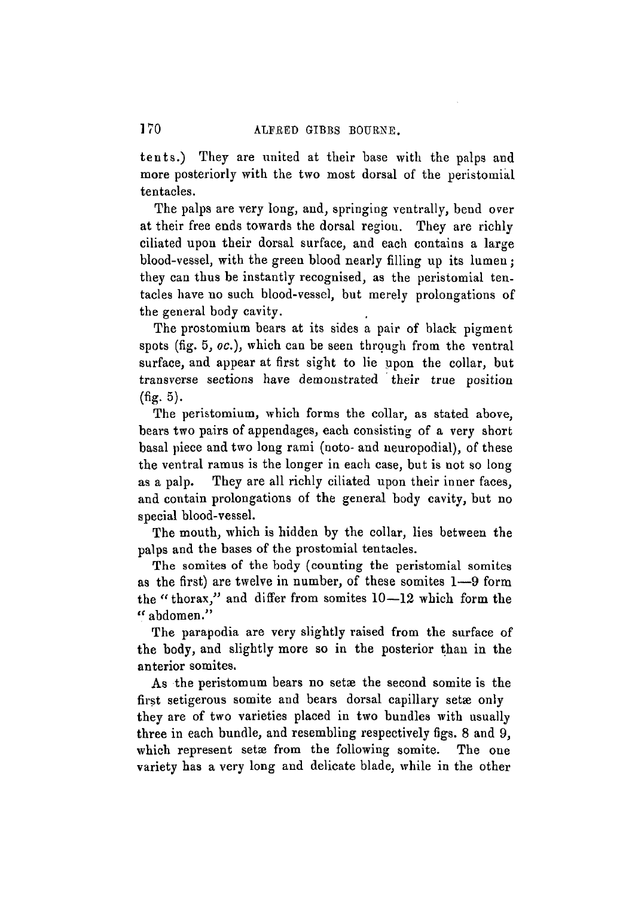tents.) They are united at their base with the palps and more posteriorly with the two most dorsal of the peristomial tentacles.

The palps are very long, and, springing ventrally, bend over at their free ends towards the dorsal region. They are richly ciliated upon their dorsal surface, and each contains a large blood-vessel, with the green blood nearly filling up its lumen; they can thus be instantly recognised, as the peristomial tentacles have no such blood-vessel, but merely prolongations of the general body cavity.

The prostomium bears at its sides a pair of black pigment spots (fig. 5, *oc.*), which can be seen through from the ventral surface, and appear at first sight to lie upon the collar, but transverse sections have demonstrated their true position (fig. 5).

The peristomium, which forms the collar, as stated above, bears two pairs of appendages, each consisting of a very short basal piece and two long rami (noto- and neuropodial), of these the ventral ramus is the longer in each case, but is not so long as a palp. They are all richly ciliated upon their inner faces, and contain prolongations of the general body cavity, but no special blood-vessel.

The mouth, which is hidden by the collar, lies between the palps and the bases of the prostomial tentacles.

The somites of the body (counting the peristomial somites as the first) are twelve in number, of these somites 1—9 form the "thorax," and differ from somites 10—12 which form the "abdomen."

The parapodia are very slightly raised from the surface of the body, and slightly more so in the posterior than in the anterior somites.

As the peristomum bears no setæ the second somite is the first setigerous somite and bears dorsal capillary setæ only they are of two varieties placed in two bundles with usually three in each bundle, and resembling respectively figs. 8 and 9, which represent setæ from the following somite. The one variety has a very long and delicate blade, while in the other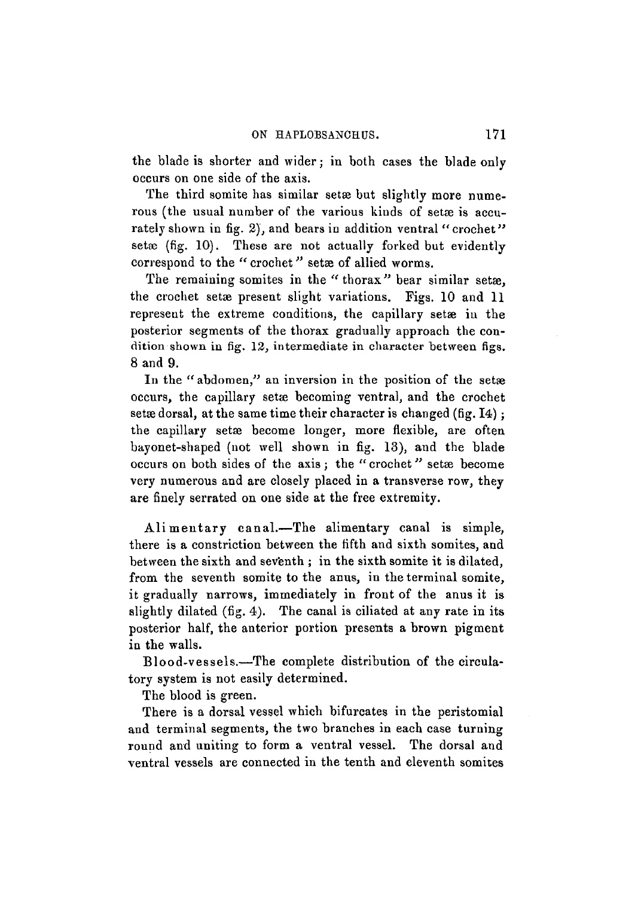the blade is shorter and wider; in both cases the blade only occurs on one side of the axis.

The third somite has similar setæ but slightly more numerous (the usual number of the various kinds of setæ is accurately shown in fig. 2), and bears in addition ventral "crochet" setæ (fig. 10). These are not actually forked but evidently correspond to the "crochet" setæ of allied worms.

The remaining somites in the "thorax" bear similar setæ, the crochet setæ present slight variations. Figs. 10 and 11 represent the extreme conditions, the capillary setæ in the posterior segments of the thorax gradually approach the condition shown in fig. 12, intermediate in character between figs. 8 and 9.

In the "abdomen," an inversion in the position of the setæ occurs, the capillary setæ becoming ventral, and the crochet setæ dorsal, at the same time their character is changed (fig. 14); the capillary setæ become longer, more flexible, are often bayonet-shaped (not well shown in fig. 13), and the blade occurs on both sides of the axis; the "crochet" setæ become very numerous and are closely placed in a transverse row, they are finely serrated on one side at the free extremity.

Alimentary canal.—The alimentary canal is simple, there is a constriction between the fifth and sixth somites, and between the sixth and seventh; in the sixth somite it is dilated, from the seventh somite to the anus, in the terminal somite, it gradually narrows, immediately in front of the anus it is slightly dilated (fig. 4). The canal is ciliated at any rate in its posterior half, the anterior portion presents a brown pigment in the walls.

Blood-vessels.—The complete distribution of the circulatory system is not easily determined.

The blood is green.

There is a dorsal vessel which bifurcates in the peristomial and terminal segments, the two branches in each case turning round and uniting to form a ventral vessel. The dorsal and ventral vessels are connected in the tenth and eleventh somites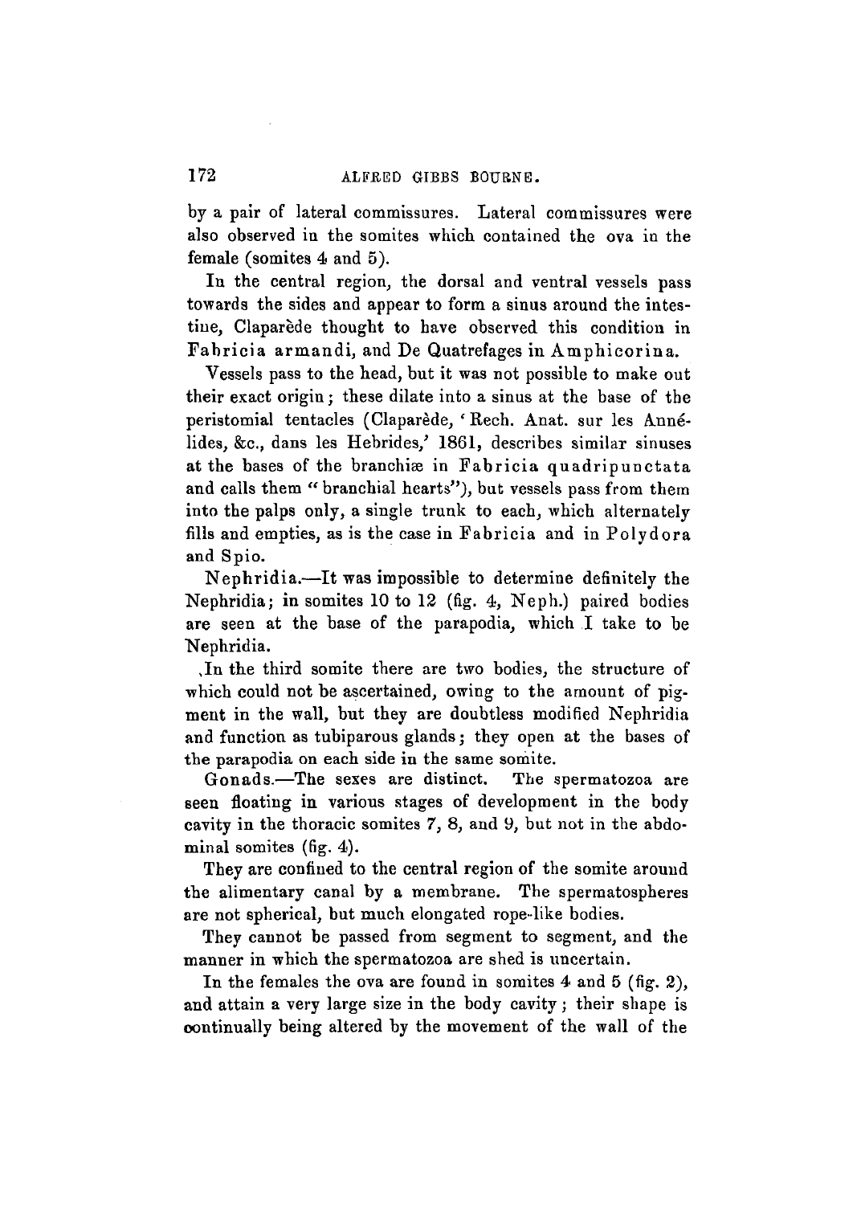by a pair of lateral commissures. Lateral commissures were also observed in the somites which contained the ova in the female (somites 4 and 5).

In the central region, the dorsal and ventral vessels pass towards the sides and appear to form a sinus around the intestine, Claparède thought to have observed this condition in Fabricia armandi, and De Quatrefages in Amphicorina.

Vessels pass to the head, but it was not possible to make out their exact origin; these dilate into a sinus at the base of the peristomial tentacles (Claparède, 'Rech. Anat. sur les Annélides, &c., dans les Hebrides,' 1861, describes similar sinuses at the bases of the branchiæ in Fabricia quadripunctata and calls them "branchial hearts"), but vessels pass from them into the palps only, a single trunk to each, which alternately fills and empties, as is the case in Fabricia and in Polydora and Spio.

Nephridia.—It was impossible to determine definitely the Nephridia; in somites 10 to 12 (fig. 4, Neph.) paired bodies are seen at the base of the parapodia, which I take to be Nephridia.

In the third somite there are two bodies, the structure of which could not be ascertained, owing to the amount of pigment in the wall, but they are doubtless modified Nephridia and function as tubiparous glands; they open at the bases of the parapodia on each side in the same somite.

Gonads.—The sexes are distinct. The spermatozoa are seen floating in various stages of development in the body cavity in the thoracic somites 7, 8, and 9, but not in the abdominal somites (fig. 4).

They are confined to the central region of the somite around the alimentary canal by a membrane. The spermatospheres are not spherical, but much elongated rope-like bodies.

They cannot be passed from segment to segment, and the manner in which the spermatozoa are shed is uncertain.

In the females the ova are found in somites 4 and 5 (fig. 2), and attain a very large size in the body cavity; their shape is continually being altered by the movement of the wall of the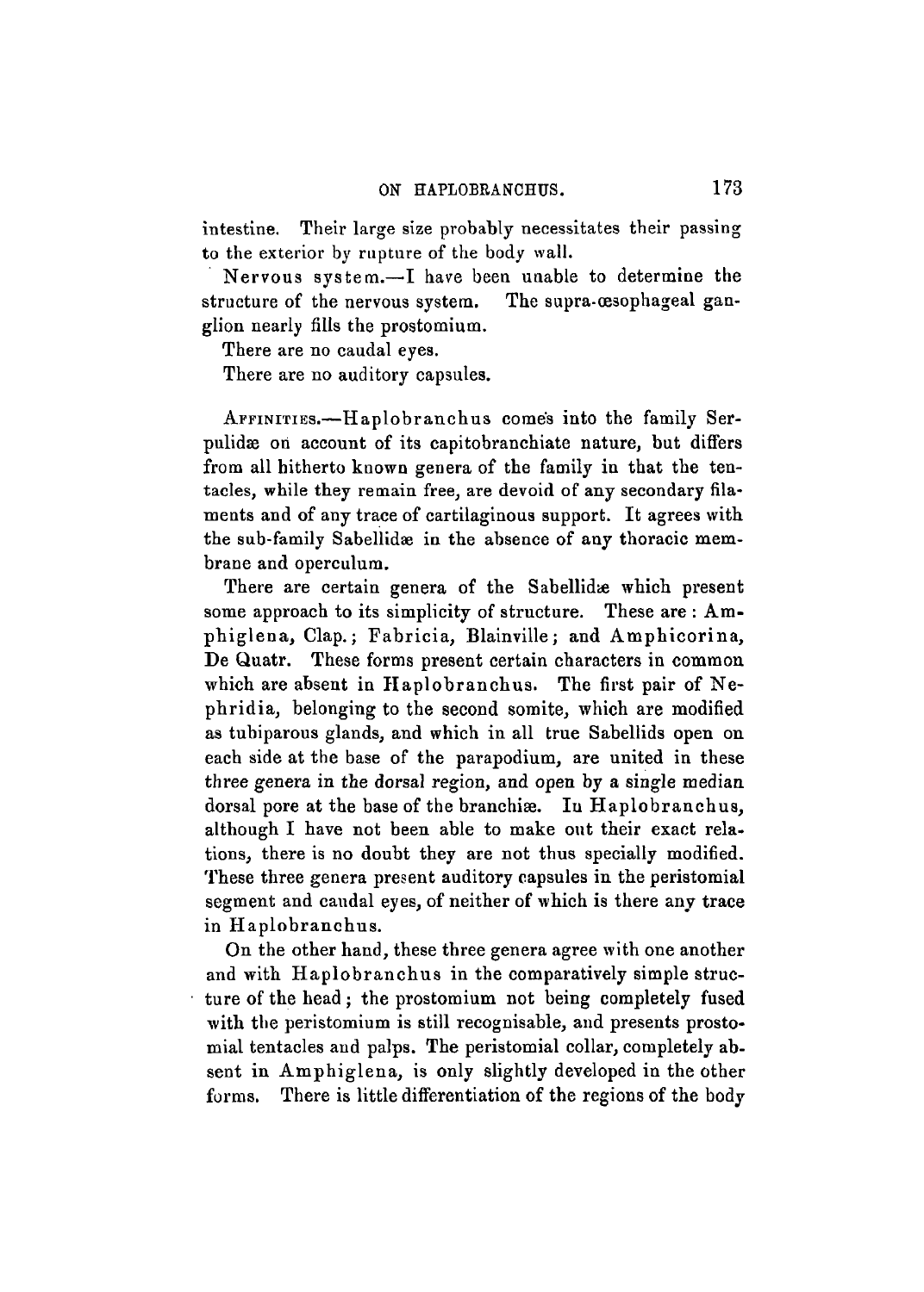intestine. Their large size probably necessitates their passing to the exterior by rupture of the body wall.

Nervous system.—I have been unable to determine the structure of the nervous system. The supra-œsophageal ganglion nearly fills the prostomium.

There are no caudal eyes.

There are no auditory capsules.

AFFINITIES.—Haplobranchus comes into the family Serpulidæ on account of its capitobranchiate nature, but differs from all hitherto known genera of the family in that the tentacles, while they remain free, are devoid of any secondary filaments and of any trace of cartilaginous support. It agrees with the sub-family Sabellidæ in the absence of any thoracic membrane and operculum.

There are certain genera of the Sabellidæ which present some approach to its simplicity of structure. These are: Amphiglena, Clap.; Fabricia, Blainville; and Amphicorina, De Quatr. These forms present certain characters in common which are absent in Haplobranchus. The first pair of Nephridia, belonging to the second somite, which are modified as tubiparous glands, and which in all true Sabellids open on each side at the base of the parapodium, are united in these three genera in the dorsal region, and open by a single median dorsal pore at the base of the branchiæ. In Haplobranchus, although I have not been able to make out their exact relations, there is no doubt they are not thus specially modified. These three genera present auditory capsules in the peristomial segment and caudal eyes, of neither of which is there any trace in Haplobranchus.

On the other hand, these three genera agree with one another and with Haplobranchus in the comparatively simple structure of the head; the prostomium not being completely fused with the peristomium is still recognisable, and presents prostomial tentacles and palps. The peristomial collar, completely absent in Amphiglena, is only slightly developed in the other forms. There is little differentiation of the regions of the body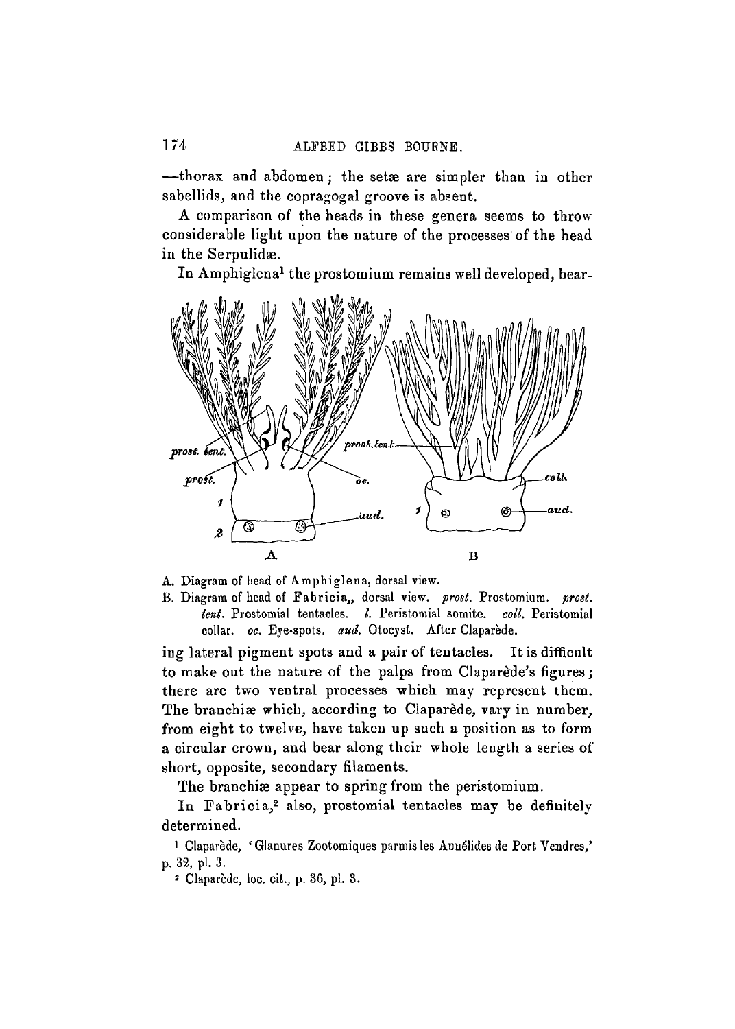—thorax and abdomen; the setæ are simpler than in other sabellids, and the copragogal groove is absent.

A comparison of the heads in these genera seems to throw considerable light upon the nature of the processes of the head in the Serpulidæ.

In Amphiglena[1] the prostomium remains well developed, bearing lateral pigment spots and a pair of tentacles. It is difficult to make out the nature of the palps from Claparède's figures; there are two ventral processes which may represent them. The branchiæ which, according to Claparède, vary in number, from eight to twelve, have taken up such a position as to form a circular crown, and bear along their whole length a series of short, opposite, secondary filaments.

A. Diagram of head of Amphiglena, dorsal view.

B. Diagram of head of Fabricia, dorsal view. *prost.* Prostomium. *prost. tent.* Prostomial tentacles. *l.* Peristomial somite. *coll.* Peristomial collar. *oc.* Eye-spots. *aud.* Otocyst. After Claparède.

The branchiæ appear to spring from the peristomium.

In Fabricia,[2] also, prostomial tentacles may be definitely determined.

[1] Claparède, 'Glanures Zootomiques parmis les Annélides de Port Vendres,' p. 32, pl. 3.

[2] Claparède, loc. cit., p. 36, pl. 3.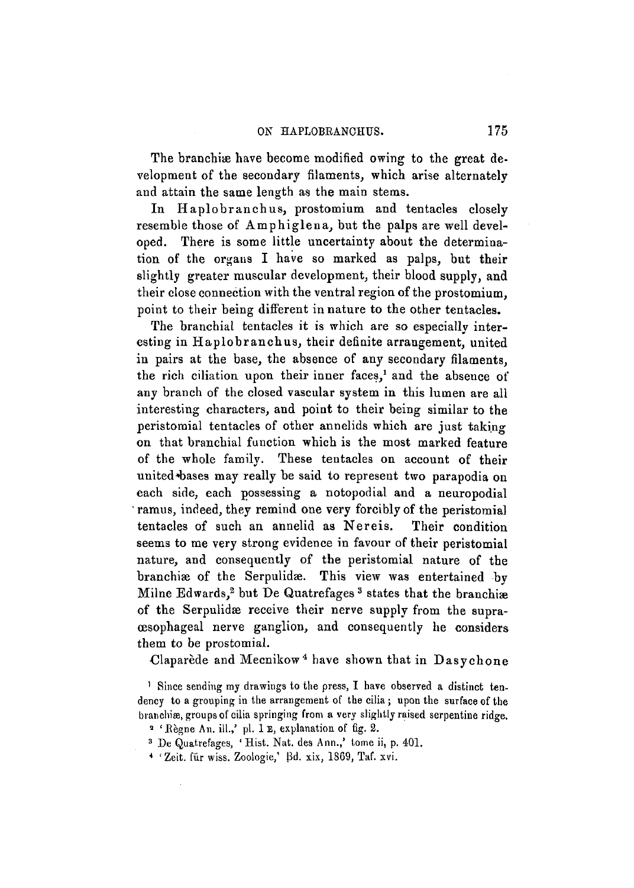The branchiæ have become modified owing to the great development of the secondary filaments, which arise alternately and attain the same length as the main stems.

In Haplobranchus, prostomium and tentacles closely resemble those of Amphiglena, but the palps are well developed. There is some little uncertainty about the determination of the organs I have so marked as palps, but their slightly greater muscular development, their blood supply, and their close connection with the ventral region of the prostomium, point to their being different in nature to the other tentacles.

The branchial tentacles it is which are so especially interesting in Haplobranchus, their definite arrangement, united in pairs at the base, the absence of any secondary filaments, the rich ciliation upon their inner faces,[1] and the absence of any branch of the closed vascular system in this lumen are all interesting characters, and point to their being similar to the peristomial tentacles of other annelids which are just taking on that branchial function which is the most marked feature of the whole family. These tentacles on account of their united bases may really be said to represent two parapodia on each side, each possessing a notopodial and a neuropodial ramus, indeed, they remind one very forcibly of the peristomial tentacles of such an annelid as Nereis. Their condition seems to me very strong evidence in favour of their peristomial nature, and consequently of the peristomial nature of the branchiæ of the Serpulidæ. This view was entertained by Milne Edwards,[2] but De Quatrefages[3] states that the branchiæ of the Serpulidæ receive their nerve supply from the supraœsophageal nerve ganglion, and consequently he considers them to be prostomial.

Claparède and Mecnikow[4] have shown that in Dasychone

[1] Since sending my drawings to the press, I have observed a distinct tendency to a grouping in the arrangement of the cilia; upon the surface of the branchiæ, groups of cilia springing from a very slightly raised serpentine ridge.

[2] 'Règne An. ill.,' pl. 1 E, explanation of fig. 2.

[3] De Quatrefages, 'Hist. Nat. des Ann.,' tome ii, p. 401.

[4] 'Zeit. für wiss. Zoologie,' Bd. xix, 1869, Taf. xvi.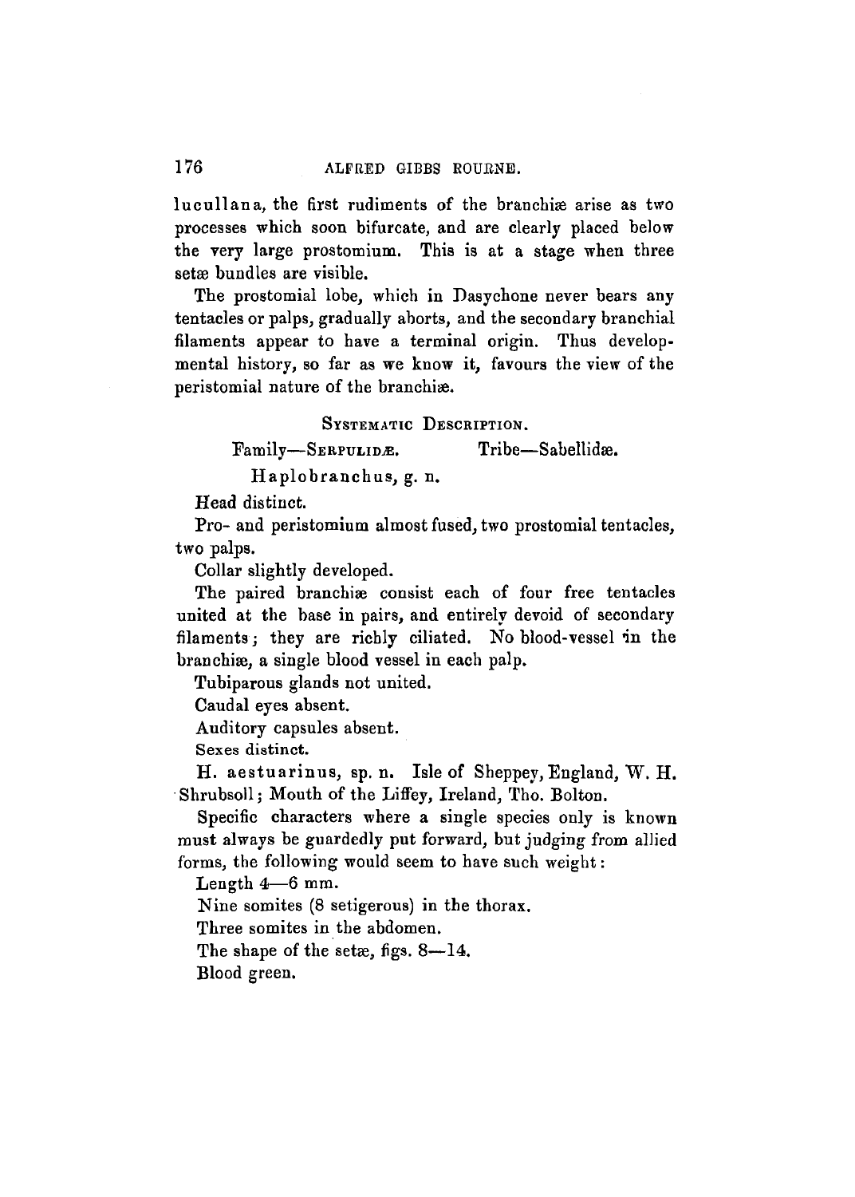lucullana, the first rudiments of the branchiæ arise as two processes which soon bifurcate, and are clearly placed below the very large prostomium. This is at a stage when three setæ bundles are visible.

The prostomial lobe, which in Dasychone never bears any tentacles or palps, gradually aborts, and the secondary branchial filaments appear to have a terminal origin. Thus developmental history, so far as we know it, favours the view of the peristomial nature of the branchiæ.

## Systematic Description.

Family—Serpulidæ. Tribe—Sabellidæ.

### Haplobranchus, g. n.

Head distinct.

Pro- and peristomium almost fused, two prostomial tentacles, two palps.

Collar slightly developed.

The paired branchiæ consist each of four free tentacles united at the base in pairs, and entirely devoid of secondary filaments; they are richly ciliated. No blood-vessel in the branchiæ, a single blood vessel in each palp.

Tubiparous glands not united.

Caudal eyes absent.

Auditory capsules absent.

Sexes distinct.

H. aestuarinus, sp. n. Isle of Sheppey, England, W. H. Shrubsoll; Mouth of the Liffey, Ireland, Tho. Bolton.

Specific characters where a single species only is known must always be guardedly put forward, but judging from allied forms, the following would seem to have such weight:

Length 4—6 mm.

Nine somites (8 setigerous) in the thorax.

Three somites in the abdomen.

The shape of the setæ, figs. 8—14.

Blood green.